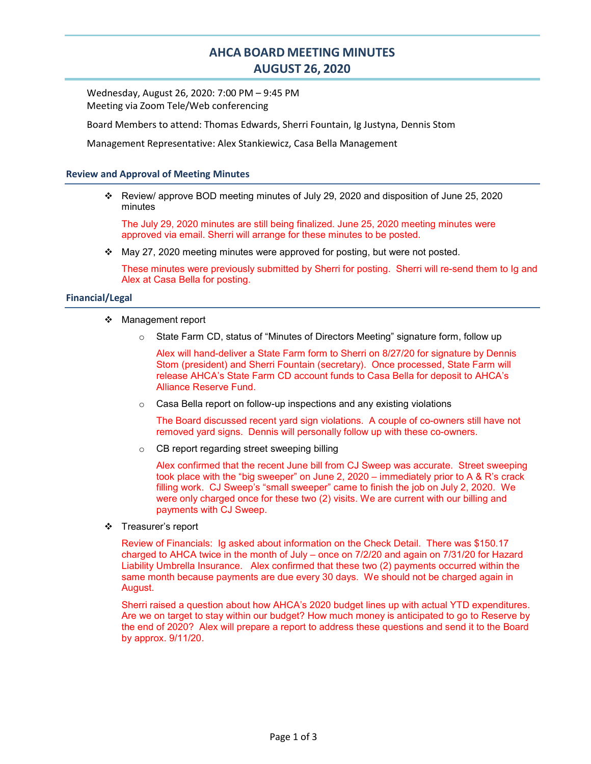# AHCA BOARD MEETING MINUTES
# AUGUST 26, 2020

Wednesday, August 26, 2020: 7:00 PM – 9:45 PM
Meeting via Zoom Tele/Web conferencing

Board Members to attend: Thomas Edwards, Sherri Fountain, Ig Justyna, Dennis Stom

Management Representative: Alex Stankiewicz, Casa Bella Management

## Review and Approval of Meeting Minutes

- Review/ approve BOD meeting minutes of July 29, 2020 and disposition of June 25, 2020 minutes

  The July 29, 2020 minutes are still being finalized. June 25, 2020 meeting minutes were approved via email. Sherri will arrange for these minutes to be posted.

- May 27, 2020 meeting minutes were approved for posting, but were not posted.

  These minutes were previously submitted by Sherri for posting. Sherri will re-send them to Ig and Alex at Casa Bella for posting.

## Financial/Legal

- Management report
  - State Farm CD, status of "Minutes of Directors Meeting" signature form, follow up

    Alex will hand-deliver a State Farm form to Sherri on 8/27/20 for signature by Dennis Stom (president) and Sherri Fountain (secretary). Once processed, State Farm will release AHCA's State Farm CD account funds to Casa Bella for deposit to AHCA's Alliance Reserve Fund.

  - Casa Bella report on follow-up inspections and any existing violations

    The Board discussed recent yard sign violations. A couple of co-owners still have not removed yard signs. Dennis will personally follow up with these co-owners.

  - CB report regarding street sweeping billing

    Alex confirmed that the recent June bill from CJ Sweep was accurate. Street sweeping took place with the "big sweeper" on June 2, 2020 – immediately prior to A & R's crack filling work. CJ Sweep's "small sweeper" came to finish the job on July 2, 2020. We were only charged once for these two (2) visits. We are current with our billing and payments with CJ Sweep.

- Treasurer's report

  Review of Financials: Ig asked about information on the Check Detail. There was $150.17 charged to AHCA twice in the month of July – once on 7/2/20 and again on 7/31/20 for Hazard Liability Umbrella Insurance. Alex confirmed that these two (2) payments occurred within the same month because payments are due every 30 days. We should not be charged again in August.

  Sherri raised a question about how AHCA's 2020 budget lines up with actual YTD expenditures. Are we on target to stay within our budget? How much money is anticipated to go to Reserve by the end of 2020? Alex will prepare a report to address these questions and send it to the Board by approx. 9/11/20.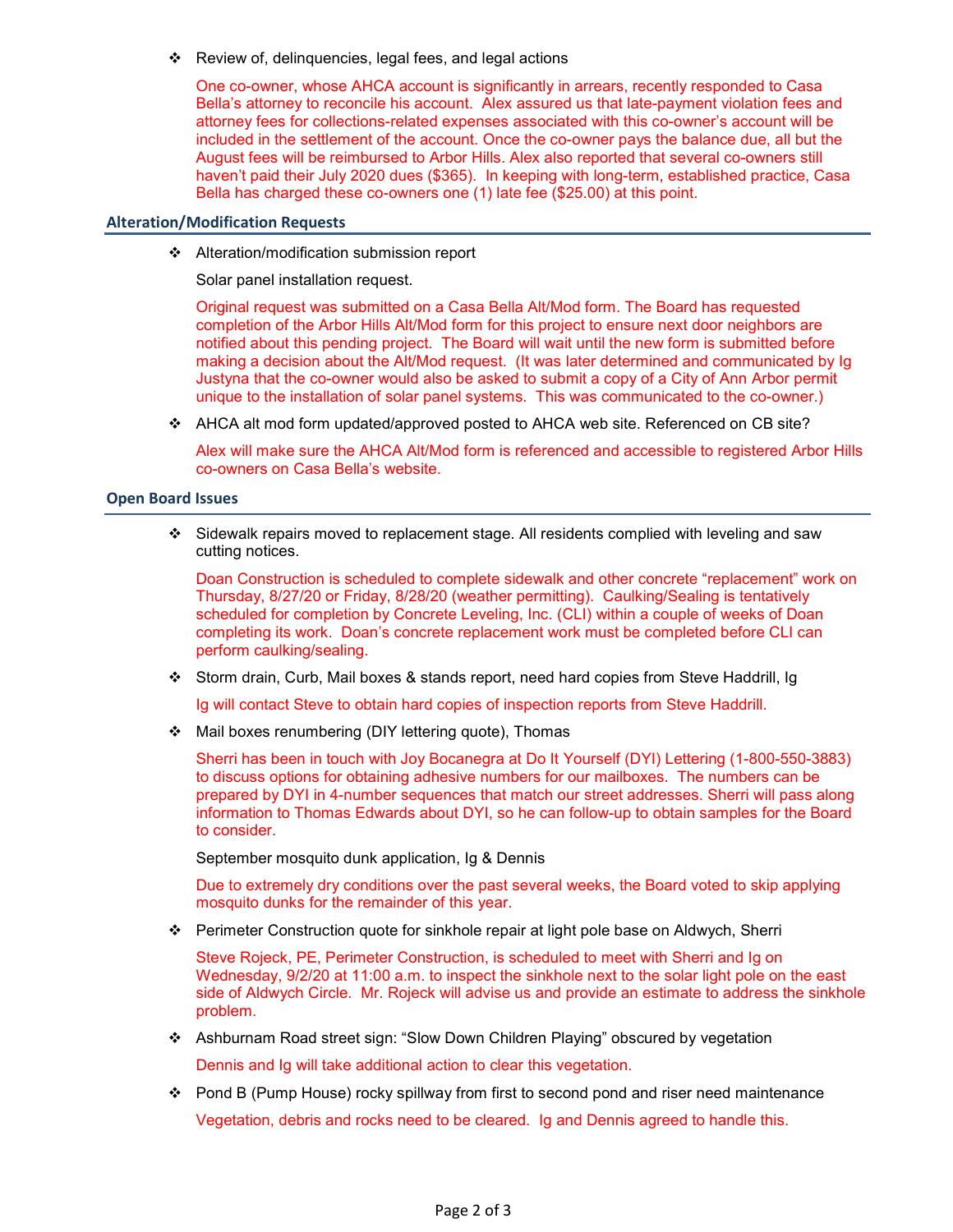- Review of, delinquencies, legal fees, and legal actions

  One co-owner, whose AHCA account is significantly in arrears, recently responded to Casa Bella's attorney to reconcile his account. Alex assured us that late-payment violation fees and attorney fees for collections-related expenses associated with this co-owner's account will be included in the settlement of the account. Once the co-owner pays the balance due, all but the August fees will be reimbursed to Arbor Hills. Alex also reported that several co-owners still haven't paid their July 2020 dues ($365). In keeping with long-term, established practice, Casa Bella has charged these co-owners one (1) late fee ($25.00) at this point.

## Alteration/Modification Requests

- Alteration/modification submission report

  Solar panel installation request.

  Original request was submitted on a Casa Bella Alt/Mod form. The Board has requested completion of the Arbor Hills Alt/Mod form for this project to ensure next door neighbors are notified about this pending project. The Board will wait until the new form is submitted before making a decision about the Alt/Mod request. (It was later determined and communicated by Ig Justyna that the co-owner would also be asked to submit a copy of a City of Ann Arbor permit unique to the installation of solar panel systems. This was communicated to the co-owner.)

- AHCA alt mod form updated/approved posted to AHCA web site. Referenced on CB site?

  Alex will make sure the AHCA Alt/Mod form is referenced and accessible to registered Arbor Hills co-owners on Casa Bella's website.

## Open Board Issues

- Sidewalk repairs moved to replacement stage. All residents complied with leveling and saw cutting notices.

  Doan Construction is scheduled to complete sidewalk and other concrete "replacement" work on Thursday, 8/27/20 or Friday, 8/28/20 (weather permitting). Caulking/Sealing is tentatively scheduled for completion by Concrete Leveling, Inc. (CLI) within a couple of weeks of Doan completing its work. Doan's concrete replacement work must be completed before CLI can perform caulking/sealing.

- Storm drain, Curb, Mail boxes & stands report, need hard copies from Steve Haddrill, Ig

  Ig will contact Steve to obtain hard copies of inspection reports from Steve Haddrill.

- Mail boxes renumbering (DIY lettering quote), Thomas

  Sherri has been in touch with Joy Bocanegra at Do It Yourself (DYI) Lettering (1-800-550-3883) to discuss options for obtaining adhesive numbers for our mailboxes. The numbers can be prepared by DYI in 4-number sequences that match our street addresses. Sherri will pass along information to Thomas Edwards about DYI, so he can follow-up to obtain samples for the Board to consider.

  September mosquito dunk application, Ig & Dennis

  Due to extremely dry conditions over the past several weeks, the Board voted to skip applying mosquito dunks for the remainder of this year.

- Perimeter Construction quote for sinkhole repair at light pole base on Aldwych, Sherri

  Steve Rojeck, PE, Perimeter Construction, is scheduled to meet with Sherri and Ig on Wednesday, 9/2/20 at 11:00 a.m. to inspect the sinkhole next to the solar light pole on the east side of Aldwych Circle. Mr. Rojeck will advise us and provide an estimate to address the sinkhole problem.

- Ashburnam Road street sign: "Slow Down Children Playing" obscured by vegetation

  Dennis and Ig will take additional action to clear this vegetation.

- Pond B (Pump House) rocky spillway from first to second pond and riser need maintenance

  Vegetation, debris and rocks need to be cleared. Ig and Dennis agreed to handle this.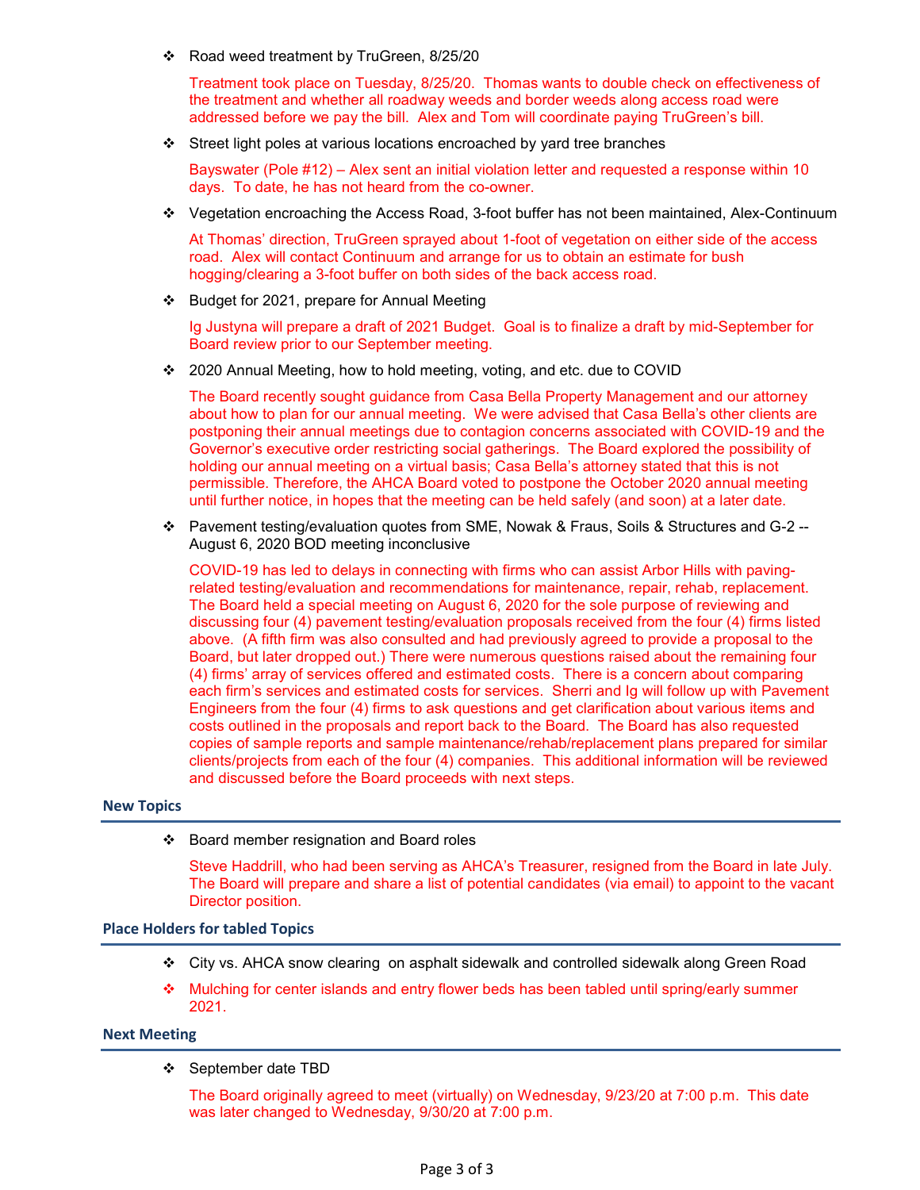- Road weed treatment by TruGreen, 8/25/20

  Treatment took place on Tuesday, 8/25/20. Thomas wants to double check on effectiveness of the treatment and whether all roadway weeds and border weeds along access road were addressed before we pay the bill. Alex and Tom will coordinate paying TruGreen's bill.

- Street light poles at various locations encroached by yard tree branches

  Bayswater (Pole #12) – Alex sent an initial violation letter and requested a response within 10 days. To date, he has not heard from the co-owner.

- Vegetation encroaching the Access Road, 3-foot buffer has not been maintained, Alex-Continuum

  At Thomas' direction, TruGreen sprayed about 1-foot of vegetation on either side of the access road. Alex will contact Continuum and arrange for us to obtain an estimate for bush hogging/clearing a 3-foot buffer on both sides of the back access road.

- Budget for 2021, prepare for Annual Meeting

  Ig Justyna will prepare a draft of 2021 Budget. Goal is to finalize a draft by mid-September for Board review prior to our September meeting.

- 2020 Annual Meeting, how to hold meeting, voting, and etc. due to COVID

  The Board recently sought guidance from Casa Bella Property Management and our attorney about how to plan for our annual meeting. We were advised that Casa Bella's other clients are postponing their annual meetings due to contagion concerns associated with COVID-19 and the Governor's executive order restricting social gatherings. The Board explored the possibility of holding our annual meeting on a virtual basis; Casa Bella's attorney stated that this is not permissible. Therefore, the AHCA Board voted to postpone the October 2020 annual meeting until further notice, in hopes that the meeting can be held safely (and soon) at a later date.

- Pavement testing/evaluation quotes from SME, Nowak & Fraus, Soils & Structures and G-2 -- August 6, 2020 BOD meeting inconclusive

  COVID-19 has led to delays in connecting with firms who can assist Arbor Hills with paving-related testing/evaluation and recommendations for maintenance, repair, rehab, replacement. The Board held a special meeting on August 6, 2020 for the sole purpose of reviewing and discussing four (4) pavement testing/evaluation proposals received from the four (4) firms listed above. (A fifth firm was also consulted and had previously agreed to provide a proposal to the Board, but later dropped out.) There were numerous questions raised about the remaining four (4) firms' array of services offered and estimated costs. There is a concern about comparing each firm's services and estimated costs for services. Sherri and Ig will follow up with Pavement Engineers from the four (4) firms to ask questions and get clarification about various items and costs outlined in the proposals and report back to the Board. The Board has also requested copies of sample reports and sample maintenance/rehab/replacement plans prepared for similar clients/projects from each of the four (4) companies. This additional information will be reviewed and discussed before the Board proceeds with next steps.

## New Topics

- Board member resignation and Board roles

  Steve Haddrill, who had been serving as AHCA's Treasurer, resigned from the Board in late July. The Board will prepare and share a list of potential candidates (via email) to appoint to the vacant Director position.

## Place Holders for tabled Topics

- City vs. AHCA snow clearing on asphalt sidewalk and controlled sidewalk along Green Road
- Mulching for center islands and entry flower beds has been tabled until spring/early summer 2021.

## Next Meeting

- September date TBD

  The Board originally agreed to meet (virtually) on Wednesday, 9/23/20 at 7:00 p.m. This date was later changed to Wednesday, 9/30/20 at 7:00 p.m.